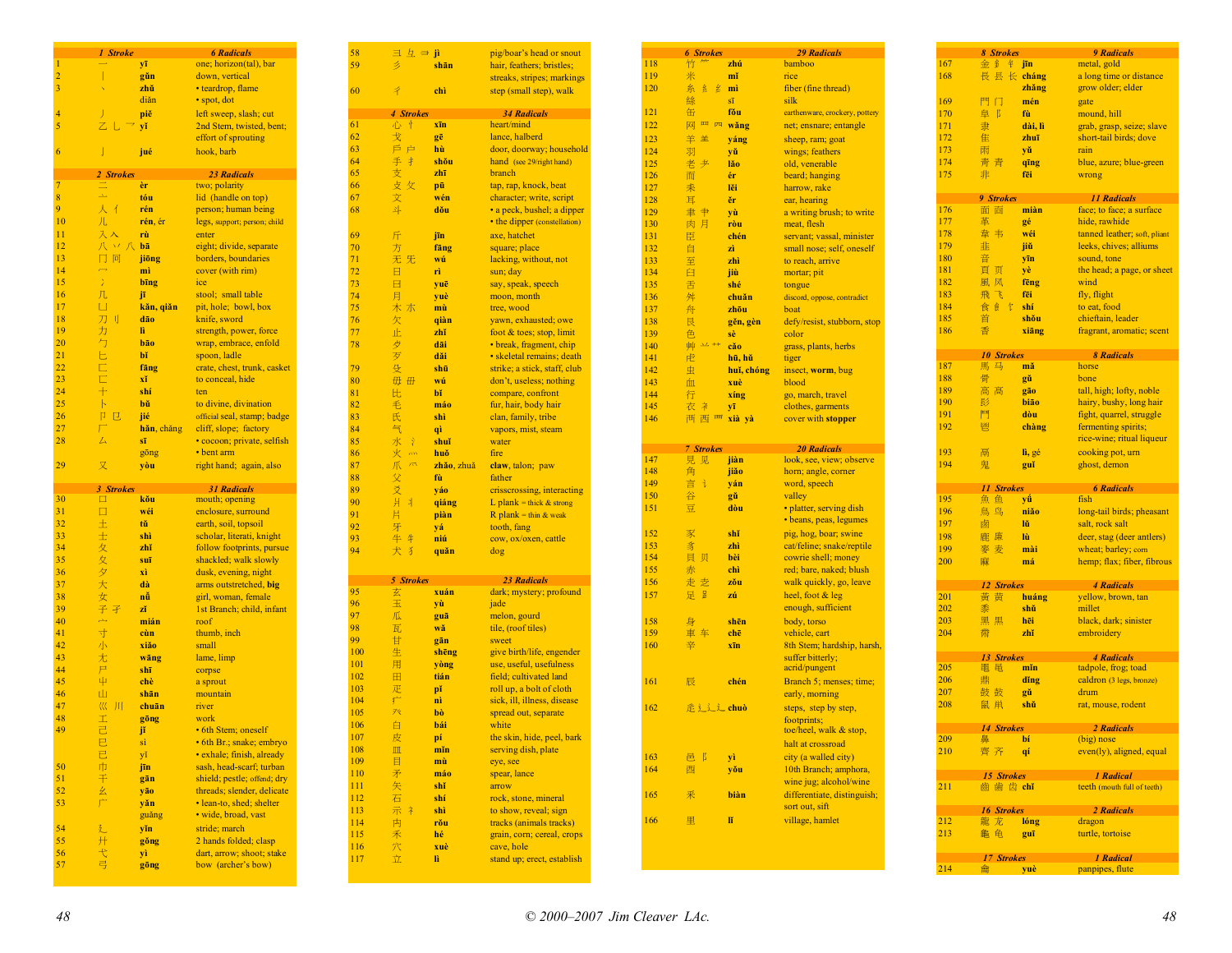| # | Radical | Pinyin | Meaning |
|---|---|---|---|
| **1 Stroke** | | | **6 Radicals** |
| 1 | 一 | yī | one; horizon(tal), bar |
| 2 | 丨 | gǔn | down, vertical |
| 3 | 丶 | zhǔ | • teardrop, flame |
| | | diǎn | • spot, dot |
| 4 | 丿 | piě | left sweep, slash; cut |
| 5 | 乙 乚 乛 | yǐ | 2nd Stem, twisted, bent; effort of sprouting |
| 6 | 亅 | jué | hook, barb |
| **2 Strokes** | | | **23 Radicals** |
| 7 | 二 | èr | two; polarity |
| 8 | 亠 | tóu | lid (handle on top) |
| 9 | 人 亻 | rén | person; human being |
| 10 | 儿 | rén, ér | legs, support; person; child |
| 11 | 入 ⼊ | rù | enter |
| 12 | 八 丷 八 | bā | eight; divide, separate |
| 13 | 冂 冋 | jiōng | borders, boundaries |
| 14 | 冖 | mì | cover (with rim) |
| 15 | 冫 | bīng | ice |
| 16 | 几 | jī | stool; small table |
| 17 | 凵 | kǎn, qiǎn | pit, hole; bowl, box |
| 18 | 刀 刂 | dāo | knife, sword |
| 19 | 力 | lì | strength, power, force |
| 20 | 勹 | bāo | wrap, embrace, enfold |
| 21 | 匕 | bǐ | spoon, ladle |
| 22 | 匚 | fāng | crate, chest, trunk, casket |
| 23 | 匸 | xǐ | to conceal, hide |
| 24 | 十 | shí | ten |
| 25 | 卜 | bǔ | to divine, divination |
| 26 | 卩 㔾 | jié | official seal, stamp; badge |
| 27 | 厂 | hǎn, chǎng | cliff, slope; factory |
| 28 | 厶 | sī | • cocoon; private, selfish |
| | | gōng | • bent arm |
| 29 | 又 | yòu | right hand; again, also |
| **3 Strokes** | | | **31 Radicals** |
| 30 | 口 | kǒu | mouth; opening |
| 31 | 囗 | wéi | enclosure, surround |
| 32 | 土 | tǔ | earth, soil, topsoil |
| 33 | 士 | shì | scholar, literati, knight |
| 34 | 夂 | zhǐ | follow footprints, pursue |
| 35 | 夊 | suī | shackled; walk slowly |
| 36 | 夕 | xì | dusk, evening, night |
| 37 | 大 | dà | arms outstretched, **big** |
| 38 | 女 | nǚ | girl, woman, female |
| 39 | 子 孑 | zǐ | 1st Branch; child, infant |
| 40 | 宀 | mián | roof |
| 41 | 寸 | cùn | thumb, inch |
| 42 | 小 | xiǎo | small |
| 43 | 尢 | wāng | lame, limp |
| 44 | 尸 | shī | corpse |
| 45 | 屮 | chè | a sprout |
| 46 | 山 | shān | mountain |
| 47 | 巛 川 | chuān | river |
| 48 | 工 | gōng | work |
| 49 | 己 | jǐ | • 6th Stem; oneself |
| | 巳 | sì | • 6th Br.; snake; embryo |
| | 已 | yǐ | • exhale; finish, already |
| 50 | 巾 | jīn | sash, head-scarf; turban |
| 51 | 干 | gān | shield; pestle; offend; dry |
| 52 | 幺 | yāo | threads; slender, delicate |
| 53 | 广 | yǎn | • lean-to, shed; shelter |
| | | guǎng | • wide, broad, vast |
| 54 | 廴 | yǐn | stride; march |
| 55 | 廾 | gǒng | 2 hands folded; clasp |
| 56 | 弋 | yì | dart, arrow; shoot; stake |
| 57 | 弓 | gōng | bow (archer's bow) |
| 58 | ⺕ 彑 ⺔ | jì | pig/boar's head or snout |
| 59 | 彡 | shān | hair, feathers; bristles; streaks, stripes; markings |
| 60 | 彳 | chì | step (small step), walk |
| **4 Strokes** | | | **34 Radicals** |
| 61 | 心 忄 | xīn | heart/mind |
| 62 | 戈 | gē | lance, halberd |
| 63 | 戶 户 | hù | door, doorway; household |
| 64 | 手 扌 | shǒu | hand (see 29/right hand) |
| 65 | 支 | zhī | branch |
| 66 | 攴 攵 | pū | tap, rap, knock, beat |
| 67 | 文 | wén | character; write, script |
| 68 | 斗 | dǒu | • a peck, bushel; a dipper |
| | | | • the dipper (constellation) |
| 69 | 斤 | jīn | axe, hatchet |
| 70 | 方 | fāng | square; place |
| 71 | 无 旡 | wú | lacking, without, not |
| 72 | 日 | rì | sun; day |
| 73 | 曰 | yuē | say, speak, speech |
| 74 | 月 | yuè | moon, month |
| 75 | 木 朩 | mù | tree, wood |
| 76 | 欠 | qiàn | yawn, exhausted; owe |
| 77 | 止 | zhǐ | foot & toes; stop, limit |
| 78 | 歺 | dǎi | • break, fragment, chip |
| | 歹 | dǎi | • skeletal remains; death |
| 79 | 殳 | shū | strike; a stick, staff, club |
| 80 | 毋 毌 | wú | don't, useless; nothing |
| 81 | 比 | bǐ | compare, confront |
| 82 | 毛 | máo | fur, hair, body hair |
| 83 | 氏 | shì | clan, family, tribe |
| 84 | 气 | qì | vapors, mist, steam |
| 85 | 水 氵 | shuǐ | water |
| 86 | 火 灬 | huǒ | fire |
| 87 | 爪 爫 | zhǎo, zhuǎ | **claw**, talon; paw |
| 88 | 父 | fù | father |
| 89 | 爻 | yáo | crisscrossing, interacting |
| 90 | 爿 丬 | qiáng | L plank = thick & strong |
| 91 | 片 | piàn | R plank = thin & weak |
| 92 | 牙 | yá | tooth, fang |
| 93 | 牛 牜 | niú | cow, ox/oxen, cattle |
| 94 | 犬 犭 | quǎn | dog |
| **5 Strokes** | | | **23 Radicals** |
| 95 | 玄 | xuán | dark; mystery; profound |
| 96 | 玉 | yù | jade |
| 97 | 瓜 | guā | melon, gourd |
| 98 | 瓦 | wǎ | tile, (roof tiles) |
| 99 | 甘 | gān | sweet |
| 100 | 生 | shēng | give birth/life, engender |
| 101 | 用 | yòng | use, useful, usefulness |
| 102 | 田 | tián | field; cultivated land |
| 103 | 疋 | pǐ | roll up, a bolt of cloth |
| 104 | 疒 | nì | sick, ill, illness, disease |
| 105 | 癶 | bò | spread out, separate |
| 106 | 白 | bái | white |
| 107 | 皮 | pí | the skin, hide, peel, bark |
| 108 | 皿 | mǐn | serving dish, plate |
| 109 | 目 | mù | eye, see |
| 110 | 矛 | máo | spear, lance |
| 111 | 矢 | shǐ | arrow |
| 112 | 石 | shí | rock, stone, mineral |
| 113 | 示 礻 | shì | to show, reveal; sign |
| 114 | 禸 | rǒu | tracks (animals tracks) |
| 115 | 禾 | hé | grain, corn; cereal, crops |
| 116 | 穴 | xuè | cave, hole |
| 117 | 立 | lì | stand up; erect, establish |
| **6 Strokes** | | | **29 Radicals** |
| 118 | 竹 ⺮ | zhú | bamboo |
| 119 | 米 | mǐ | rice |
| 120 | 糸 纟 幺 | mì | fiber (fine thread) |
| | 絲 | sī | silk |
| 121 | 缶 | fǒu | earthenware, crockery, pottery |
| 122 | 网 罒 ⺳ | wǎng | net; ensnare; entangle |
| 123 | 羊 ⺶ | yáng | sheep, ram; goat |
| 124 | 羽 | yǔ | wings; feathers |
| 125 | 老 耂 | lǎo | old, venerable |
| 126 | 而 | ér | beard; hanging |
| 127 | 耒 | lěi | harrow, rake |
| 128 | 耳 | ěr | ear, hearing |
| 129 | 聿 ⺻ | yù | a writing brush; to write |
| 130 | 肉 月 | ròu | meat, flesh |
| 131 | 臣 | chén | servant; vassal, minister |
| 132 | 自 | zì | small nose; self, oneself |
| 133 | 至 | zhì | to reach, arrive |
| 134 | 臼 | jiù | mortar; pit |
| 135 | 舌 | shé | tongue |
| 136 | 舛 | chuǎn | discord, oppose, contradict |
| 137 | 舟 | zhōu | boat |
| 138 | 艮 | gěn, gèn | defy/resist, stubborn, stop |
| 139 | 色 | sè | color |
| 140 | 艸 ⺿ 艹 | cǎo | grass, plants, herbs |
| 141 | 虍 | hū, hǔ | tiger |
| 142 | 虫 | huǐ, chóng | insect, **worm**, bug |
| 143 | 血 | xuè | blood |
| 144 | 行 | xíng | go, march, travel |
| 145 | 衣 衤 | yī | clothes, garments |
| 146 | 襾 西 覀 | xià yà | cover with **stopper** |
| **7 Strokes** | | | **20 Radicals** |
| 147 | 見 见 | jiàn | look, see, view; observe |
| 148 | 角 | jiǎo | horn; angle, corner |
| 149 | 言 讠 | yán | word, speech |
| 150 | 谷 | gǔ | valley |
| 151 | 豆 | dòu | • platter, serving dish |
| | | | • beans, peas, legumes |
| 152 | 豕 | shǐ | pig, hog, boar; swine |
| 153 | 豸 | zhì | cat/feline; snake/reptile |
| 154 | 貝 贝 | bèi | cowrie shell; money |
| 155 | 赤 | chì | red; bare, naked; blush |
| 156 | 走 赱 | zǒu | walk quickly, go, leave |
| 157 | 足 ⻊ | zú | heel, foot & leg; enough, sufficient |
| 158 | 身 | shēn | body, torso |
| 159 | 車 车 | chē | vehicle, cart |
| 160 | 辛 | xīn | 8th Stem; hardship, harsh, suffer bitterly; acrid/pungent |
| 161 | 辰 | chén | Branch 5; menses; time; early, morning |
| 162 | 辵 辶 ⻌ ⻍ | chuò | steps, step by step, footprints; toe/heel, walk & stop, halt at crossroad |
| 163 | 邑 阝 | yì | city (a walled city) |
| 164 | 酉 | yǒu | 10th Branch; amphora, wine jug; alcohol/wine |
| 165 | 釆 | biàn | differentiate, distinguish; sort out, sift |
| 166 | 里 | lǐ | village, hamlet |
| **8 Strokes** | | | **9 Radicals** |
| 167 | 金 釒 钅 | jīn | metal, gold |
| 168 | 長 镸 长 | cháng | a long time or distance |
| | | zhǎng | grow older; elder |
| 169 | 門 门 | mén | gate |
| 170 | 阜 阝 | fù | mound, hill |
| 171 | 隶 | dài, lì | grab, grasp, seize; slave |
| 172 | 隹 | zhuī | short-tail birds; dove |
| 173 | 雨 | yǔ | rain |
| 174 | 青 靑 | qīng | blue, azure; blue-green |
| 175 | 非 | fēi | wrong |
| **9 Strokes** | | | **11 Radicals** |
| 176 | 面 靣 | miàn | face; to face; a surface |
| 177 | 革 | gé | hide, rawhide |
| 178 | 韋 韦 | wéi | tanned leather; soft, pliant |
| 179 | 韭 | jiǔ | leeks, chives; alliums |
| 180 | 音 | yīn | sound, tone |
| 181 | 頁 页 | yè | the head; a page, or sheet |
| 182 | 風 风 | fēng | wind |
| 183 | 飛 飞 | fēi | fly, flight |
| 184 | 食 飠 饣 | shí | to eat, food |
| 185 | 首 | shǒu | chieftain, leader |
| 186 | 香 | xiāng | fragrant, aromatic; scent |
| **10 Strokes** | | | **8 Radicals** |
| 187 | 馬 马 | mǎ | horse |
| 188 | 骨 | gǔ | bone |
| 189 | 高 髙 | gāo | tall, high; lofty, noble |
| 190 | 髟 | biāo | hairy, bushy, long hair |
| 191 | 鬥 | dòu | fight, quarrel, struggle |
| 192 | 鬯 | chàng | fermenting spirits; rice-wine; ritual liqueur |
| 193 | 鬲 | lì, gé | cooking pot, urn |
| 194 | 鬼 | guǐ | ghost, demon |
| **11 Strokes** | | | **6 Radicals** |
| 195 | 魚 鱼 | yú | fish |
| 196 | 鳥 鸟 | niǎo | long-tail birds; pheasant |
| 197 | 鹵 | lǔ | salt, rock salt |
| 198 | 鹿 �texture | lù | deer, stag (deer antlers) |
| 199 | 麥 麦 | mài | wheat; barley; corn |
| 200 | 麻 | má | hemp; flax; fiber, fibrous |
| **12 Strokes** | | | **4 Radicals** |
| 201 | 黃 黄 | huáng | yellow, brown, tan |
| 202 | 黍 | shǔ | millet |
| 203 | 黑 黒 | hēi | black, dark; sinister |
| 204 | 黹 | zhǐ | embroidery |
| **13 Strokes** | | | **4 Radicals** |
| 205 | 黽 黾 | mǐn | tadpole, frog; toad |
| 206 | 鼎 | dǐng | caldron (3 legs, bronze) |
| 207 | 鼓 鼔 | gǔ | drum |
| 208 | 鼠 鼡 | shǔ | rat, mouse, rodent |
| **14 Strokes** | | | **2 Radicals** |
| 209 | 鼻 | bí | (big) nose |
| 210 | 齊 齐 | qí | even(ly), aligned, equal |
| **15 Strokes** | | | **1 Radical** |
| 211 | 齒 齿 齿 | chǐ | teeth (mouth full of teeth) |
| **16 Strokes** | | | **2 Radicals** |
| 212 | 龍 龙 | lóng | dragon |
| 213 | 龜 龟 | guī | turtle, tortoise |
| **17 Strokes** | | | **1 Radical** |
| 214 | 龠 | yuè | panpipes, flute |

© 2000–2007 Jim Cleaver LAc.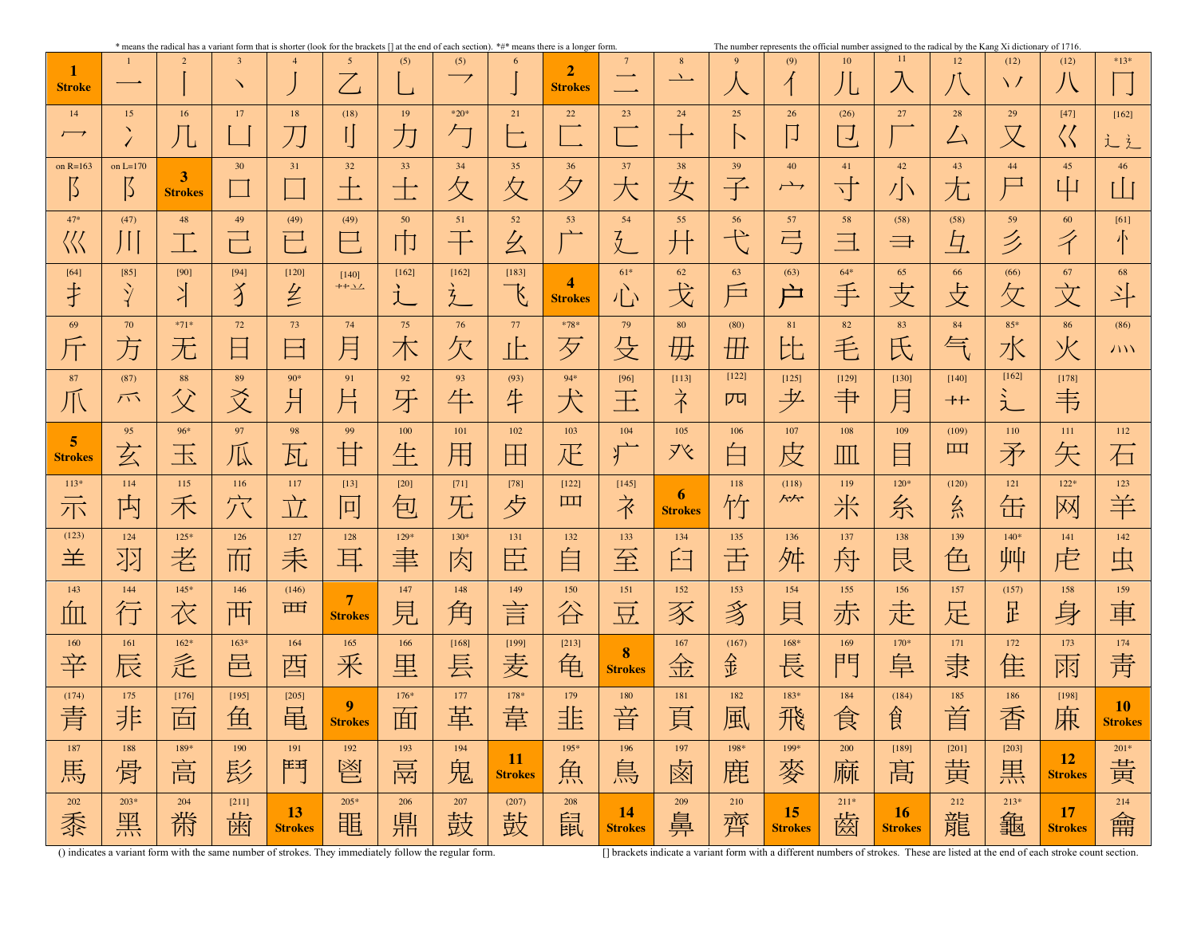* means the radical has a variant form that is shorter (look for the brackets [] at the end of each section). *#* means there is a longer form.

The number represents the official number assigned to the radical by the Kang Xi dictionary of 1716.

| | | | | | | | | | | | | | | | | | | | |
|---|---|---|---|---|---|---|---|---|---|---|---|---|---|---|---|---|---|---|---|
| **1 Stroke** | 1 一 | 2 丨 | 3 丶 | 4 丿 | 5 乙 | (5) ㇄ | (5) ㇖ | 6 亅 | **2 Strokes** | 7 二 | 8 亠 | 9 人 | (9) 亻 | 10 儿 | 11 入 | 12 八 | (12) 丷 | (12) 八 | *13* 冂 |
| 14 冖 | 15 冫 | 16 几 | 17 凵 | 18 刀 | (18) 刂 | 19 力 | *20* 勹 | 21 匕 | 22 匚 | 23 匸 | 24 十 | 25 卜 | 26 卩 | (26) 㔾 | 27 厂 | 28 厶 | 29 又 | [47] 巜 | [162] 辶 辶 |
| on R=163 阝 | on L=170 阝 | **3 Strokes** | 30 口 | 31 囗 | 32 土 | 33 士 | 34 夂 | 35 夊 | 36 夕 | 37 大 | 38 女 | 39 子 | 40 宀 | 41 寸 | 42 小 | 43 尢 | 44 尸 | 45 屮 | 46 山 |
| 47* 巛 | (47) 川 | 48 工 | 49 己 | (49) 已 | (49) 巳 | 50 巾 | 51 干 | 52 幺 | 53 广 | 54 廴 | 55 廾 | 56 弋 | 57 弓 | 58 彐 | (58) 彑 | (58) 彑 | 59 彡 | 60 彳 | [61] 忄 |
| [64] 扌 | [85] 氵 | [90] 丬 | [94] 犭 | [120] 纟 | [140] 艹 | [162] 辶 | [162] 辶 | [183] 飞 | **4 Strokes** | 61* 心 | 62 戈 | 63 戶 | (63) 户 | 64* 手 | 65 支 | 66 攴 | (66) 攵 | 67 文 | 68 斗 |
| 69 斤 | 70 方 | *71* 无 | 72 日 | 73 曰 | 74 月 | 75 木 | 76 欠 | 77 止 | *78* 歹 | 79 殳 | 80 毋 | (80) 毌 | 81 比 | 82 毛 | 83 氏 | 84 气 | 85* 水 | 86 火 | (86) 灬 |
| 87 爪 | (87) 爫 | 88 父 | 89 爻 | 90* 爿 | 91 片 | 92 牙 | 93 牛 | (93) 牜 | 94* 犬 | [96] 王 | [113] 礻 | [122] 罒 | [125] 耂 | [129] 肀 | [130] 月 | [140] 艹 | [162] 辶 | [178] 韦 | |
| **5 Strokes** | 95 玄 | 96* 玉 | 97 瓜 | 98 瓦 | 99 甘 | 100 生 | 101 用 | 102 田 | 103 疋 | 104 疒 | 105 癶 | 106 白 | 107 皮 | 108 皿 | 109 目 | (109) 罒 | 110 矛 | 111 矢 | 112 石 |
| 113* 示 | 114 禸 | 115 禾 | 116 穴 | 117 立 | [13] 冋 | [20] 包 | [71] 旡 | [78] 歺 | [122] 罒 | [145] 衤 | **6 Strokes** | 118 竹 | (118) ⺮ | 119 米 | 120* 糸 | (120) 糹 | 121 缶 | 122* 网 | 123 羊 |
| (123) 𦍌 | 124 羽 | 125* 老 | 126 而 | 127 耒 | 128 耳 | 129* 聿 | 130* 肉 | 131 臣 | 132 自 | 133 至 | 134 臼 | 135 舌 | 136 舛 | 137 舟 | 138 艮 | 139 色 | 140* 艸 | 141 虍 | 142 虫 |
| 143 血 | 144 行 | 145* 衣 | 146 襾 | (146) 覀 | **7 Strokes** | 147 見 | 148 角 | 149 言 | 150 谷 | 151 豆 | 152 豕 | 153 豸 | 154 貝 | 155 赤 | 156 走 | 157 足 | (157) 𧾷 | 158 身 | 159 車 |
| 160 辛 | 161 辰 | 162* 辵 | 163* 邑 | 164 酉 | 165 釆 | 166 里 | [168] 镸 | [199] 麦 | [213] 龟 | **8 Strokes** | 167 金 | (167) 釒 | 168* 長 | 169 門 | 170* 阜 | 171 隶 | 172 隹 | 173 雨 | 174 靑 |
| (174) 青 | 175 非 | [176] 靣 | [195] 鱼 | [205] 黾 | **9 Strokes** | 176* 面 | 177 革 | 178* 韋 | 179 韭 | 180 音 | 181 頁 | 182 風 | 183* 飛 | 184 食 | (184) 飠 | 185 首 | 186 香 | [198] 麻 | **10 Strokes** |
| 187 馬 | 188 骨 | 189* 高 | 190 髟 | 191 鬥 | 192 鬯 | 193 鬲 | 194 鬼 | **11 Strokes** | 195* 魚 | 196 鳥 | 197 鹵 | 198* 鹿 | 199* 麥 | 200 麻 | [189] 髙 | [201] 黄 | [203] 黒 | **12 Strokes** | 201* 黃 |
| 202 黍 | 203* 黑 | 204 黹 | [211] 歯 | **13 Strokes** | 205* 黽 | 206 鼎 | 207 鼓 | (207) 鼔 | 208 鼠 | **14 Strokes** | 209 鼻 | 210 齊 | **15 Strokes** | 211* 齒 | **16 Strokes** | 212 龍 | 213* 龜 | **17 Strokes** | 214 龠 |

() indicates a variant form with the same number of strokes. They immediately follow the regular form.

[] brackets indicate a variant form with a different numbers of strokes. These are listed at the end of each stroke count section.